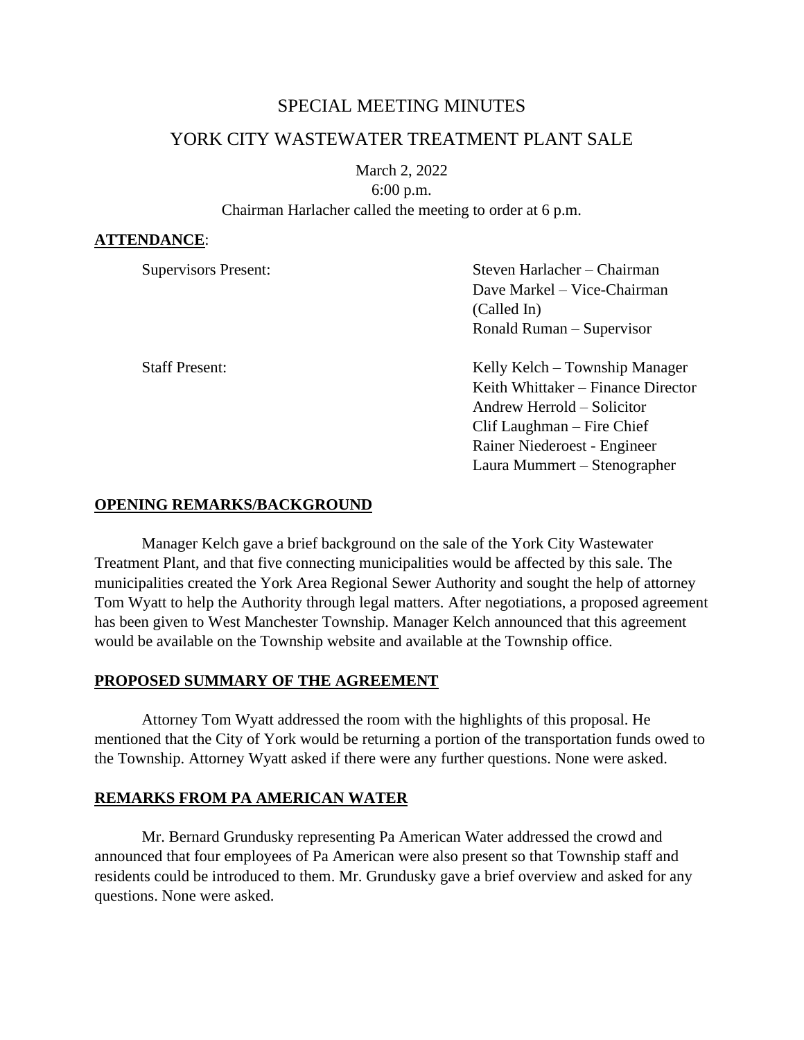# SPECIAL MEETING MINUTES

## YORK CITY WASTEWATER TREATMENT PLANT SALE

March 2, 2022
6:00 p.m.
Chairman Harlacher called the meeting to order at 6 p.m.

**ATTENDANCE**:

| | |
|---|---|
| Supervisors Present: | Steven Harlacher – Chairman<br>Dave Markel – Vice-Chairman (Called In)<br>Ronald Ruman – Supervisor |
| Staff Present: | Kelly Kelch – Township Manager<br>Keith Whittaker – Finance Director<br>Andrew Herrold – Solicitor<br>Clif Laughman – Fire Chief<br>Rainer Niederoest - Engineer<br>Laura Mummert – Stenographer |

**OPENING REMARKS/BACKGROUND**

Manager Kelch gave a brief background on the sale of the York City Wastewater Treatment Plant, and that five connecting municipalities would be affected by this sale. The municipalities created the York Area Regional Sewer Authority and sought the help of attorney Tom Wyatt to help the Authority through legal matters. After negotiations, a proposed agreement has been given to West Manchester Township. Manager Kelch announced that this agreement would be available on the Township website and available at the Township office.

**PROPOSED SUMMARY OF THE AGREEMENT**

Attorney Tom Wyatt addressed the room with the highlights of this proposal. He mentioned that the City of York would be returning a portion of the transportation funds owed to the Township. Attorney Wyatt asked if there were any further questions. None were asked.

**REMARKS FROM PA AMERICAN WATER**

Mr. Bernard Grundusky representing Pa American Water addressed the crowd and announced that four employees of Pa American were also present so that Township staff and residents could be introduced to them. Mr. Grundusky gave a brief overview and asked for any questions. None were asked.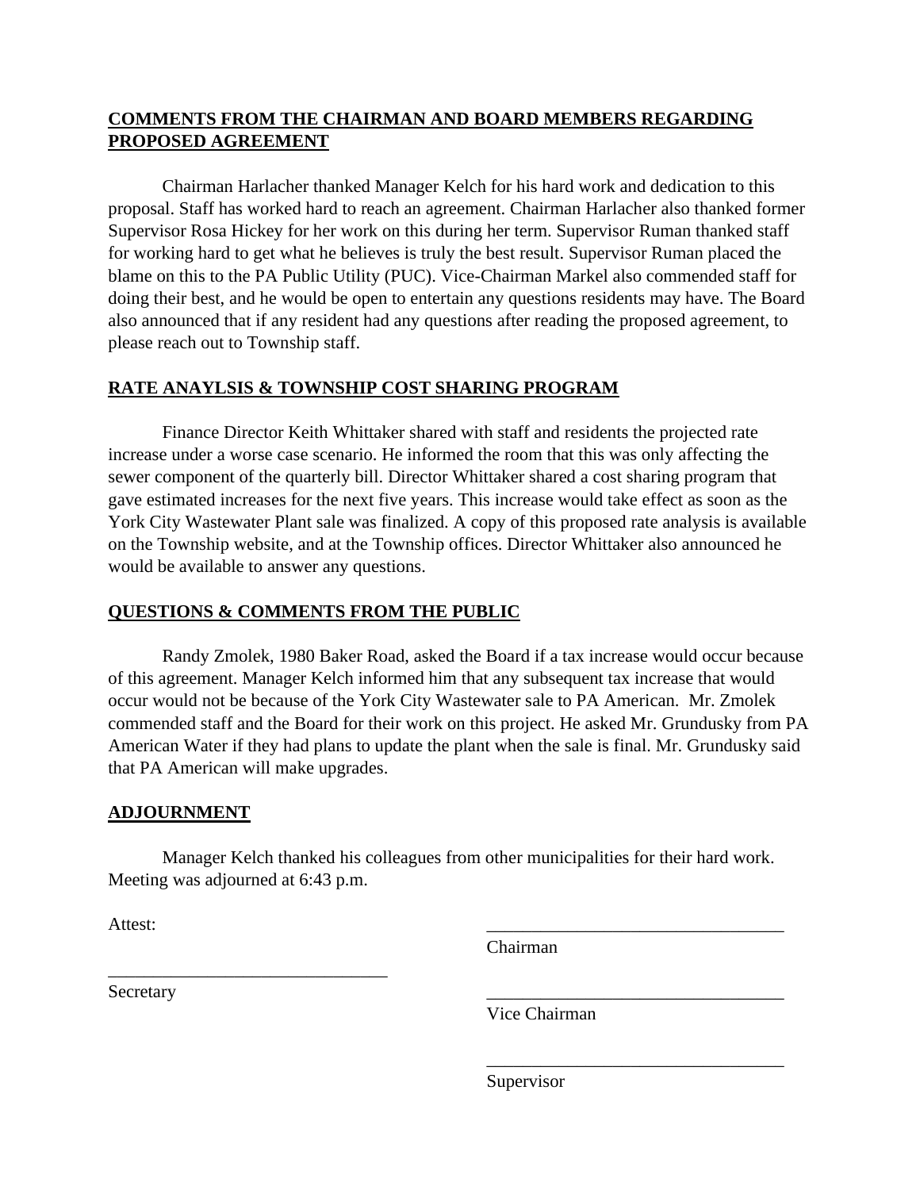## COMMENTS FROM THE CHAIRMAN AND BOARD MEMBERS REGARDING PROPOSED AGREEMENT

Chairman Harlacher thanked Manager Kelch for his hard work and dedication to this proposal. Staff has worked hard to reach an agreement. Chairman Harlacher also thanked former Supervisor Rosa Hickey for her work on this during her term. Supervisor Ruman thanked staff for working hard to get what he believes is truly the best result. Supervisor Ruman placed the blame on this to the PA Public Utility (PUC). Vice-Chairman Markel also commended staff for doing their best, and he would be open to entertain any questions residents may have. The Board also announced that if any resident had any questions after reading the proposed agreement, to please reach out to Township staff.

## RATE ANAYLSIS & TOWNSHIP COST SHARING PROGRAM

Finance Director Keith Whittaker shared with staff and residents the projected rate increase under a worse case scenario. He informed the room that this was only affecting the sewer component of the quarterly bill. Director Whittaker shared a cost sharing program that gave estimated increases for the next five years. This increase would take effect as soon as the York City Wastewater Plant sale was finalized. A copy of this proposed rate analysis is available on the Township website, and at the Township offices. Director Whittaker also announced he would be available to answer any questions.

## QUESTIONS & COMMENTS FROM THE PUBLIC

Randy Zmolek, 1980 Baker Road, asked the Board if a tax increase would occur because of this agreement. Manager Kelch informed him that any subsequent tax increase that would occur would not be because of the York City Wastewater sale to PA American. Mr. Zmolek commended staff and the Board for their work on this project. He asked Mr. Grundusky from PA American Water if they had plans to update the plant when the sale is final. Mr. Grundusky said that PA American will make upgrades.

## ADJOURNMENT

Manager Kelch thanked his colleagues from other municipalities for their hard work. Meeting was adjourned at 6:43 p.m.

Attest:

\_\_\_\_\_\_\_\_\_\_\_\_\_\_\_\_\_\_\_\_\_\_\_\_\_\_\_\_\_\_\_\_
Chairman

\_\_\_\_\_\_\_\_\_\_\_\_\_\_\_\_\_\_\_\_\_\_\_\_\_\_\_\_\_\_\_\_
Secretary

\_\_\_\_\_\_\_\_\_\_\_\_\_\_\_\_\_\_\_\_\_\_\_\_\_\_\_\_\_\_\_\_
Vice Chairman

\_\_\_\_\_\_\_\_\_\_\_\_\_\_\_\_\_\_\_\_\_\_\_\_\_\_\_\_\_\_\_\_
Supervisor